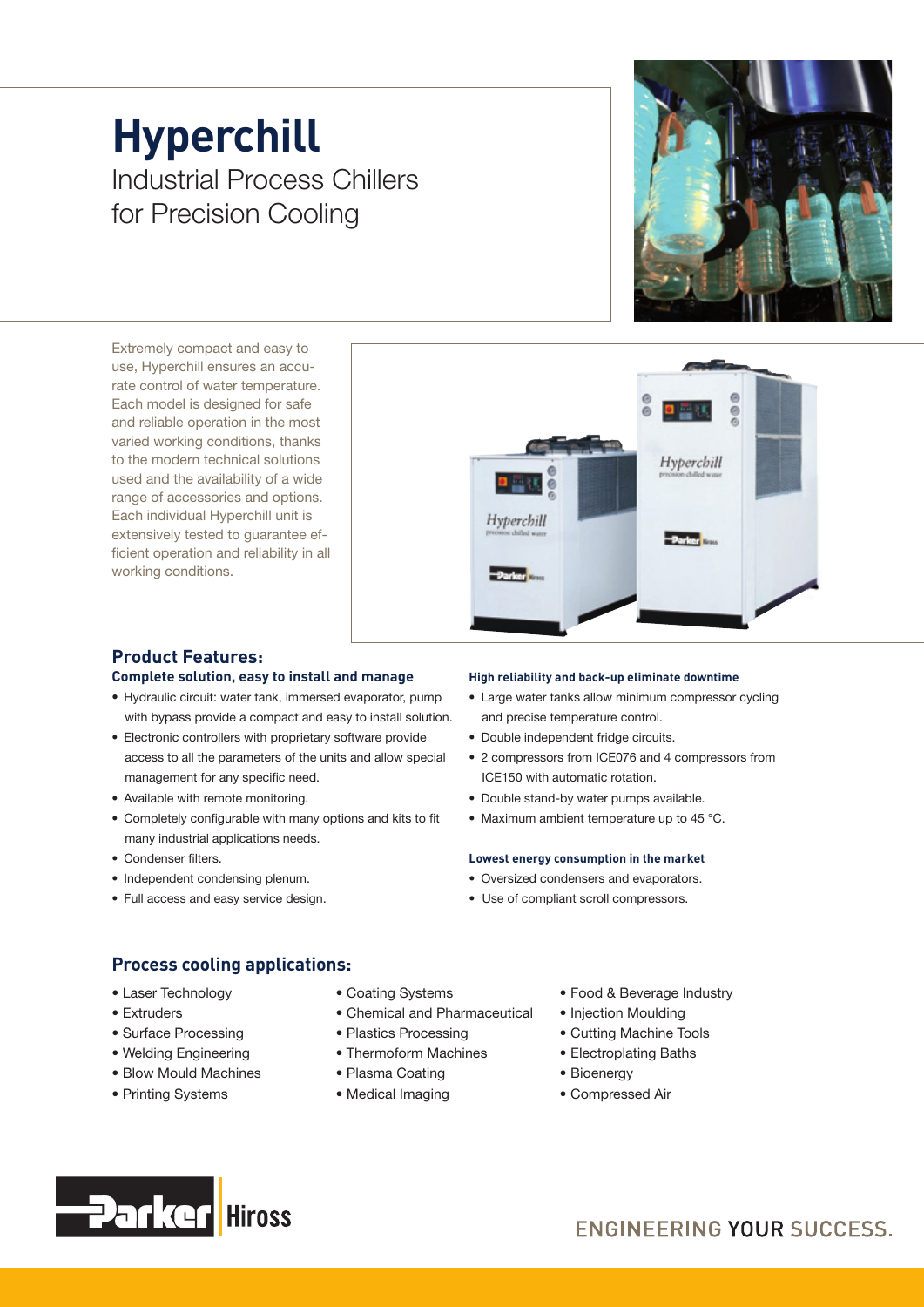# Hyperchill

Industrial Process Chillers for Precision Cooling

Extremely compact and easy to use, Hyperchill ensures an accurate control of water temperature. Each model is designed for safe and reliable operation in the most varied working conditions, thanks to the modern technical solutions used and the availability of a wide range of accessories and options. Each individual Hyperchill unit is extensively tested to guarantee efficient operation and reliability in all working conditions.

## Product Features:

### Complete solution, easy to install and manage

- Hydraulic circuit: water tank, immersed evaporator, pump with bypass provide a compact and easy to install solution.
- Electronic controllers with proprietary software provide access to all the parameters of the units and allow special management for any specific need.
- Available with remote monitoring.
- Completely configurable with many options and kits to fit many industrial applications needs.
- Condenser filters.
- Independent condensing plenum.
- Full access and easy service design.

### High reliability and back-up eliminate downtime

- Large water tanks allow minimum compressor cycling and precise temperature control.
- Double independent fridge circuits.
- 2 compressors from ICE076 and 4 compressors from ICE150 with automatic rotation.
- Double stand-by water pumps available.
- Maximum ambient temperature up to 45 °C.

### Lowest energy consumption in the market

- Oversized condensers and evaporators.
- Use of compliant scroll compressors.

## Process cooling applications:

- Laser Technology
- Extruders
- Surface Processing
- Welding Engineering
- Blow Mould Machines
- Printing Systems
- Coating Systems
- Chemical and Pharmaceutical
- Plastics Processing
- Thermoform Machines
- Plasma Coating
- Medical Imaging
- Food & Beverage Industry
- Injection Moulding
- Cutting Machine Tools
- Electroplating Baths
- Bioenergy
- Compressed Air

Parker Hiross

ENGINEERING YOUR SUCCESS.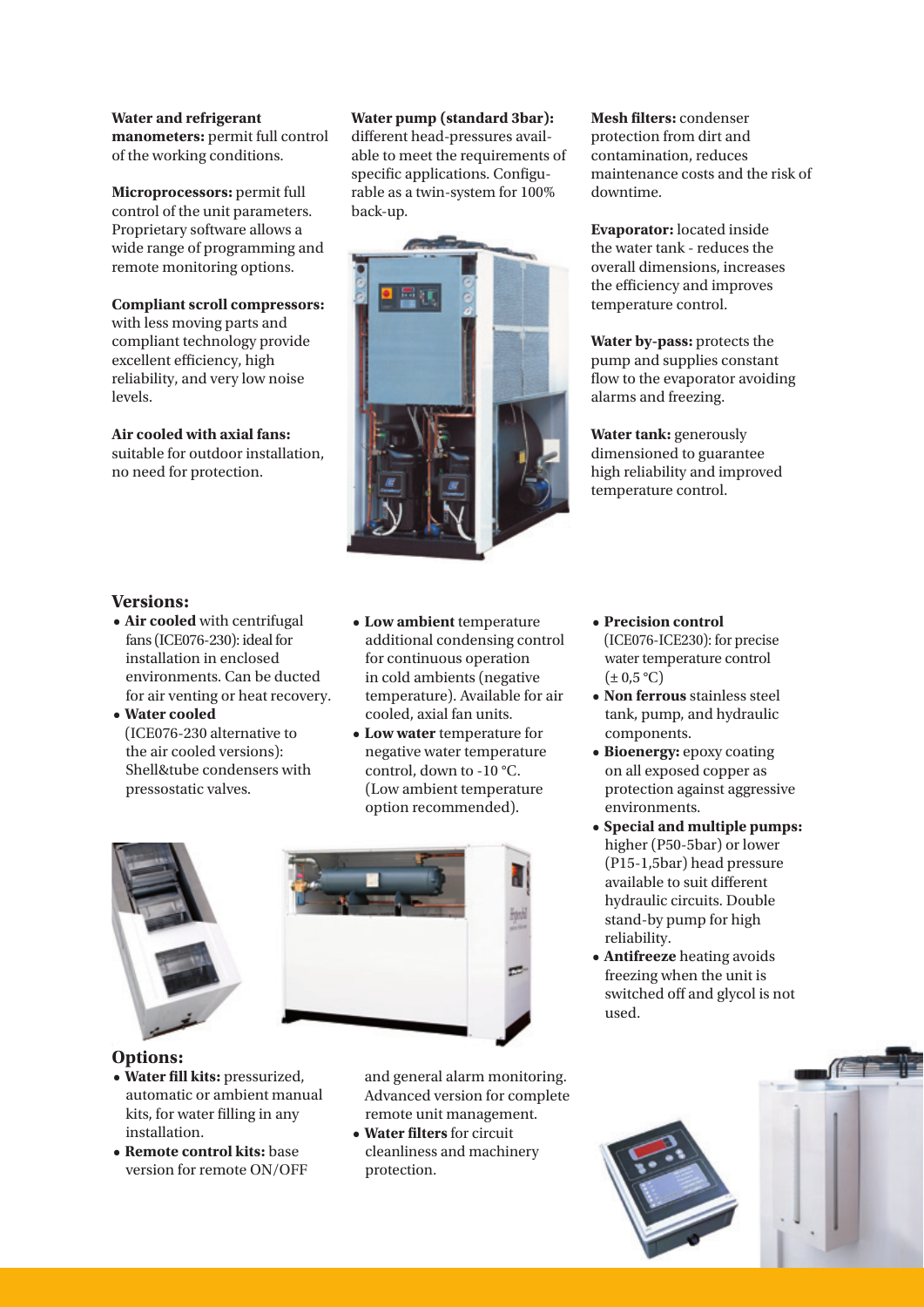**Water and refrigerant manometers:** permit full control of the working conditions.

**Microprocessors:** permit full control of the unit parameters. Proprietary software allows a wide range of programming and remote monitoring options.

**Compliant scroll compressors:** with less moving parts and compliant technology provide excellent efficiency, high reliability, and very low noise levels.

**Air cooled with axial fans:** suitable for outdoor installation, no need for protection.

**Water pump (standard 3bar):** different head-pressures available to meet the requirements of specific applications. Configurable as a twin-system for 100% back-up.

**Mesh filters:** condenser protection from dirt and contamination, reduces maintenance costs and the risk of downtime.

**Evaporator:** located inside the water tank - reduces the overall dimensions, increases the efficiency and improves temperature control.

**Water by-pass:** protects the pump and supplies constant flow to the evaporator avoiding alarms and freezing.

**Water tank:** generously dimensioned to guarantee high reliability and improved temperature control.

## Versions:

- **Air cooled** with centrifugal fans (ICE076-230): ideal for installation in enclosed environments. Can be ducted for air venting or heat recovery.
- **Water cooled** (ICE076-230 alternative to the air cooled versions): Shell&tube condensers with pressostatic valves.
- **Low ambient** temperature additional condensing control for continuous operation in cold ambients (negative temperature). Available for air cooled, axial fan units.
- **Low water** temperature for negative water temperature control, down to -10 °C. (Low ambient temperature option recommended).
- **Precision control** (ICE076-ICE230): for precise water temperature control (± 0,5 °C)
- **Non ferrous** stainless steel tank, pump, and hydraulic components.
- **Bioenergy:** epoxy coating on all exposed copper as protection against aggressive environments.
- **Special and multiple pumps:** higher (P50-5bar) or lower (P15-1,5bar) head pressure available to suit different hydraulic circuits. Double stand-by pump for high reliability.
- **Antifreeze** heating avoids freezing when the unit is switched off and glycol is not used.

## Options:

- **Water fill kits:** pressurized, automatic or ambient manual kits, for water filling in any installation.
- **Remote control kits:** base version for remote ON/OFF and general alarm monitoring. Advanced version for complete remote unit management.
- **Water filters** for circuit cleanliness and machinery protection.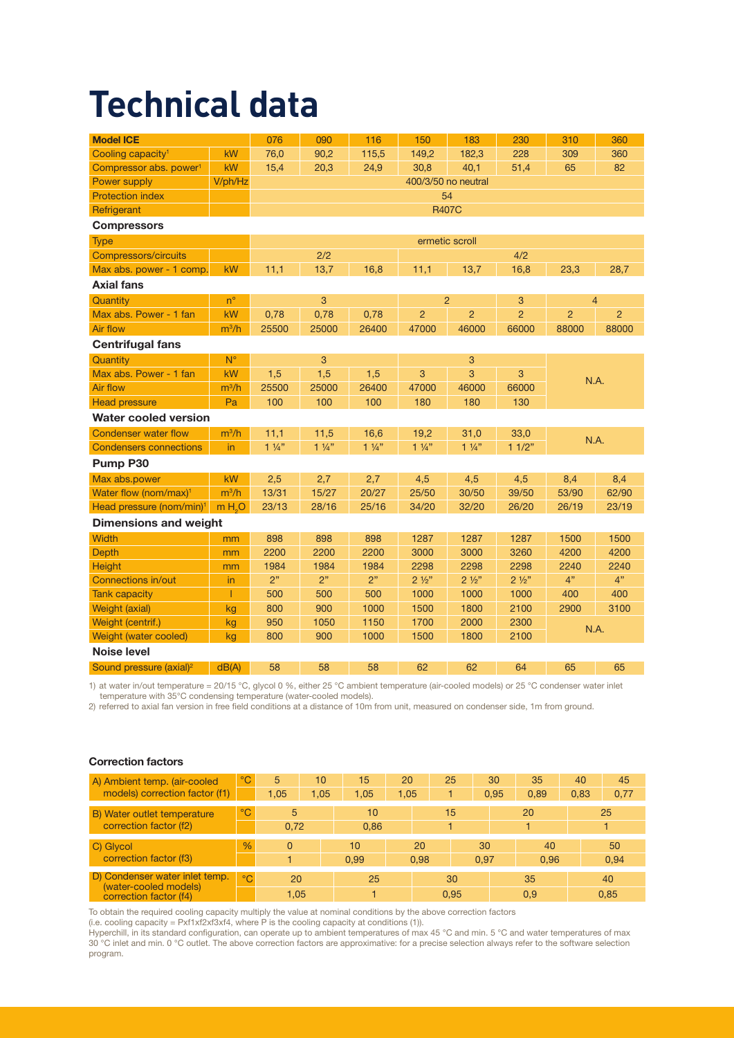# Technical data

| Model ICE | | 076 | 090 | 116 | 150 | 183 | 230 | 310 | 360 |
|---|---|---|---|---|---|---|---|---|---|
| Cooling capacity[1] | kW | 76,0 | 90,2 | 115,5 | 149,2 | 182,3 | 228 | 309 | 360 |
| Compressor abs. power[1] | kW | 15,4 | 20,3 | 24,9 | 30,8 | 40,1 | 51,4 | 65 | 82 |
| Power supply | V/ph/Hz | 400/3/50 no neutral | | | | | | | |
| Protection index | | 54 | | | | | | | |
| Refrigerant | | R407C | | | | | | | |
| **Compressors** | | | | | | | | | |
| Type | | ermetic scroll | | | | | | | |
| Compressors/circuits | | 2/2 | | | 4/2 | | | | |
| Max abs. power - 1 comp. | kW | 11,1 | 13,7 | 16,8 | 11,1 | 13,7 | 16,8 | 23,3 | 28,7 |
| **Axial fans** | | | | | | | | | |
| Quantity | n° | 3 | | | 2 | | 3 | 4 | |
| Max abs. Power - 1 fan | kW | 0,78 | 0,78 | 0,78 | 2 | 2 | 2 | 2 | 2 |
| Air flow | $m^3/h$ | 25500 | 25000 | 26400 | 47000 | 46000 | 66000 | 88000 | 88000 |
| **Centrifugal fans** | | | | | | | | | |
| Quantity | N° | 3 | | | 3 | | | N.A. | |
| Max abs. Power - 1 fan | kW | 1,5 | 1,5 | 1,5 | 3 | 3 | 3 | | |
| Air flow | $m^3/h$ | 25500 | 25000 | 26400 | 47000 | 46000 | 66000 | | |
| Head pressure | Pa | 100 | 100 | 100 | 180 | 180 | 130 | | |
| **Water cooled version** | | | | | | | | | |
| Condenser water flow | $m^3/h$ | 11,1 | 11,5 | 16,6 | 19,2 | 31,0 | 33,0 | N.A. | |
| Condensers connections | in | 1 ¼" | 1 ¼" | 1 ¼" | 1 ¼" | 1 ¼" | 1 1/2" | | |
| **Pump P30** | | | | | | | | | |
| Max abs.power | kW | 2,5 | 2,7 | 2,7 | 4,5 | 4,5 | 4,5 | 8,4 | 8,4 |
| Water flow (nom/max)[1] | $m^3/h$ | 13/31 | 15/27 | 20/27 | 25/50 | 30/50 | 39/50 | 53/90 | 62/90 |
| Head pressure (nom/min)[1] | m $H_2O$ | 23/13 | 28/16 | 25/16 | 34/20 | 32/20 | 26/20 | 26/19 | 23/19 |
| **Dimensions and weight** | | | | | | | | | |
| Width | mm | 898 | 898 | 898 | 1287 | 1287 | 1287 | 1500 | 1500 |
| Depth | mm | 2200 | 2200 | 2200 | 3000 | 3000 | 3260 | 4200 | 4200 |
| Height | mm | 1984 | 1984 | 1984 | 2298 | 2298 | 2298 | 2240 | 2240 |
| Connections in/out | in | 2" | 2" | 2" | 2 ½" | 2 ½" | 2 ½" | 4" | 4" |
| Tank capacity | l | 500 | 500 | 500 | 1000 | 1000 | 1000 | 400 | 400 |
| Weight (axial) | kg | 800 | 900 | 1000 | 1500 | 1800 | 2100 | 2900 | 3100 |
| Weight (centrif.) | kg | 950 | 1050 | 1150 | 1700 | 2000 | 2300 | N.A. | |
| Weight (water cooled) | kg | 800 | 900 | 1000 | 1500 | 1800 | 2100 | | |
| **Noise level** | | | | | | | | | |
| Sound pressure (axial)[2] | dB(A) | 58 | 58 | 58 | 62 | 62 | 64 | 65 | 65 |

1) at water in/out temperature = 20/15 °C, glycol 0 %, either 25 °C ambient temperature (air-cooled models) or 25 °C condenser water inlet temperature with 35°C condensing temperature (water-cooled models).
2) referred to axial fan version in free field conditions at a distance of 10m from unit, measured on condenser side, 1m from ground.

### Correction factors

| A) Ambient temp. (air-cooled models) correction factor (f1) | °C | 5 | 10 | 15 | 20 | 25 | 30 | 35 | 40 | 45 |
|---|---|---|---|---|---|---|---|---|---|---|
| | | 1,05 | 1,05 | 1,05 | 1,05 | 1 | 0,95 | 0,89 | 0,83 | 0,77 |

| B) Water outlet temperature correction factor (f2) | °C | 5 | 10 | 15 | 20 | 25 |
|---|---|---|---|---|---|---|
| | | 0,72 | 0,86 | 1 | 1 | 1 |

| C) Glycol correction factor (f3) | % | 0 | 10 | 20 | 30 | 40 | 50 |
|---|---|---|---|---|---|---|---|
| | | 1 | 0,99 | 0,98 | 0,97 | 0,96 | 0,94 |

| D) Condenser water inlet temp. (water-cooled models) correction factor (f4) | °C | 20 | 25 | 30 | 35 | 40 |
|---|---|---|---|---|---|---|
| | | 1,05 | 1 | 0,95 | 0,9 | 0,85 |

To obtain the required cooling capacity multiply the value at nominal conditions by the above correction factors
(i.e. cooling capacity = Pxf1xf2xf3xf4, where P is the cooling capacity at conditions (1)).
Hyperchill, in its standard configuration, can operate up to ambient temperatures of max 45 °C and min. 5 °C and water temperatures of max 30 °C inlet and min. 0 °C outlet. The above correction factors are approximative: for a precise selection always refer to the software selection program.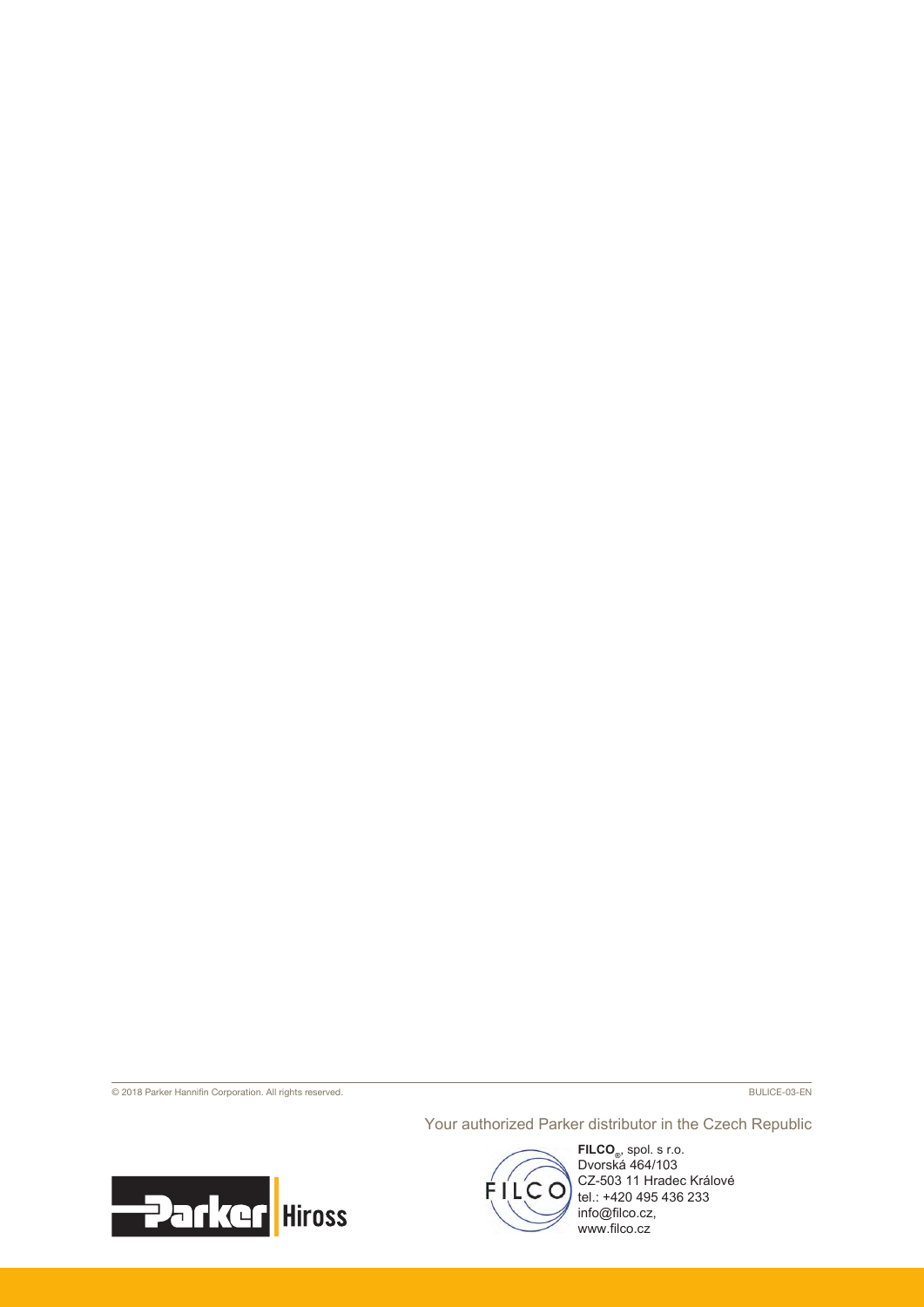© 2018 Parker Hannifin Corporation. All rights reserved.

BULICE-03-EN

Your authorized Parker distributor in the Czech Republic

**FILCO**®, spol. s r.o.
Dvorská 464/103
CZ-503 11 Hradec Králové
tel.: +420 495 436 233
info@filco.cz,
www.filco.cz